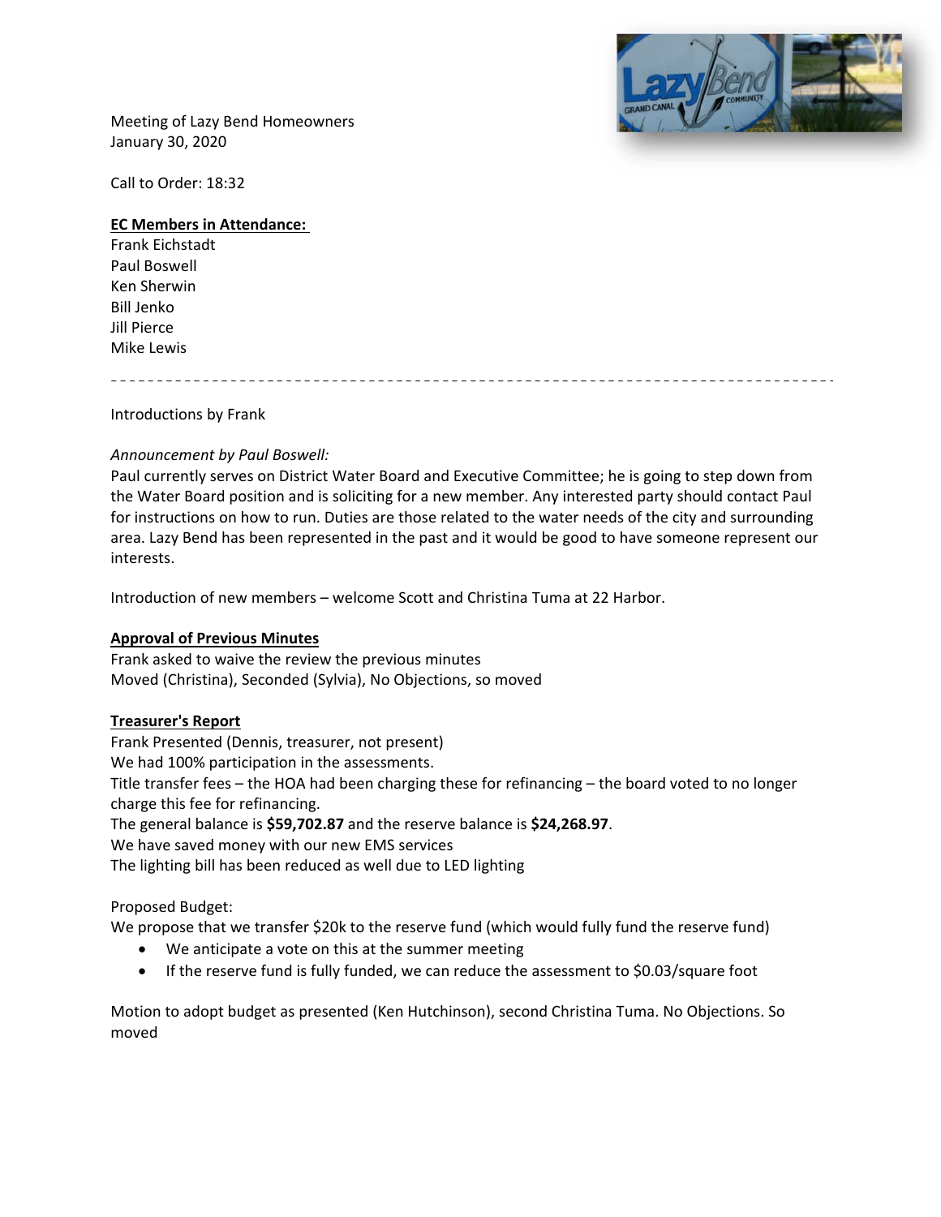Meeting of Lazy Bend Homeowners
January 30, 2020

Call to Order: 18:32

**EC Members in Attendance:**

Frank Eichstadt
Paul Boswell
Ken Sherwin
Bill Jenko
Jill Pierce
Mike Lewis

---

Introductions by Frank

*Announcement by Paul Boswell:*

Paul currently serves on District Water Board and Executive Committee; he is going to step down from the Water Board position and is soliciting for a new member. Any interested party should contact Paul for instructions on how to run. Duties are those related to the water needs of the city and surrounding area. Lazy Bend has been represented in the past and it would be good to have someone represent our interests.

Introduction of new members – welcome Scott and Christina Tuma at 22 Harbor.

**Approval of Previous Minutes**

Frank asked to waive the review the previous minutes
Moved (Christina), Seconded (Sylvia), No Objections, so moved

**Treasurer's Report**

Frank Presented (Dennis, treasurer, not present)
We had 100% participation in the assessments.
Title transfer fees – the HOA had been charging these for refinancing – the board voted to no longer charge this fee for refinancing.
The general balance is **$59,702.87** and the reserve balance is **$24,268.97**.
We have saved money with our new EMS services
The lighting bill has been reduced as well due to LED lighting

Proposed Budget:
We propose that we transfer $20k to the reserve fund (which would fully fund the reserve fund)

- We anticipate a vote on this at the summer meeting
- If the reserve fund is fully funded, we can reduce the assessment to $0.03/square foot

Motion to adopt budget as presented (Ken Hutchinson), second Christina Tuma. No Objections. So moved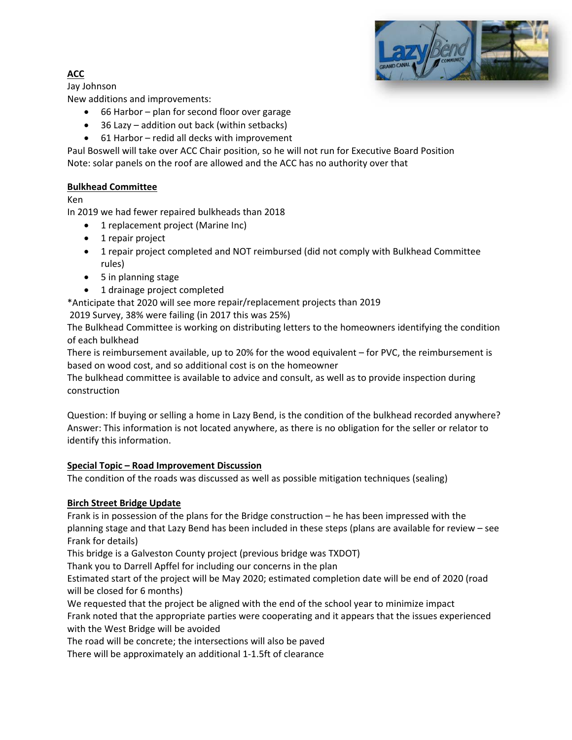**ACC**

Jay Johnson

New additions and improvements:

- 66 Harbor – plan for second floor over garage
- 36 Lazy – addition out back (within setbacks)
- 61 Harbor – redid all decks with improvement

Paul Boswell will take over ACC Chair position, so he will not run for Executive Board Position

Note: solar panels on the roof are allowed and the ACC has no authority over that

**Bulkhead Committee**

Ken

In 2019 we had fewer repaired bulkheads than 2018

- 1 replacement project (Marine Inc)
- 1 repair project
- 1 repair project completed and NOT reimbursed (did not comply with Bulkhead Committee rules)
- 5 in planning stage
- 1 drainage project completed

*Anticipate that 2020 will see more repair/replacement projects than 2019

2019 Survey, 38% were failing (in 2017 this was 25%)

The Bulkhead Committee is working on distributing letters to the homeowners identifying the condition of each bulkhead

There is reimbursement available, up to 20% for the wood equivalent – for PVC, the reimbursement is based on wood cost, and so additional cost is on the homeowner

The bulkhead committee is available to advice and consult, as well as to provide inspection during construction

Question: If buying or selling a home in Lazy Bend, is the condition of the bulkhead recorded anywhere?
Answer: This information is not located anywhere, as there is no obligation for the seller or relator to identify this information.

**Special Topic – Road Improvement Discussion**

The condition of the roads was discussed as well as possible mitigation techniques (sealing)

**Birch Street Bridge Update**

Frank is in possession of the plans for the Bridge construction – he has been impressed with the planning stage and that Lazy Bend has been included in these steps (plans are available for review – see Frank for details)

This bridge is a Galveston County project (previous bridge was TXDOT)

Thank you to Darrell Apffel for including our concerns in the plan

Estimated start of the project will be May 2020; estimated completion date will be end of 2020 (road will be closed for 6 months)

We requested that the project be aligned with the end of the school year to minimize impact

Frank noted that the appropriate parties were cooperating and it appears that the issues experienced with the West Bridge will be avoided

The road will be concrete; the intersections will also be paved

There will be approximately an additional 1-1.5ft of clearance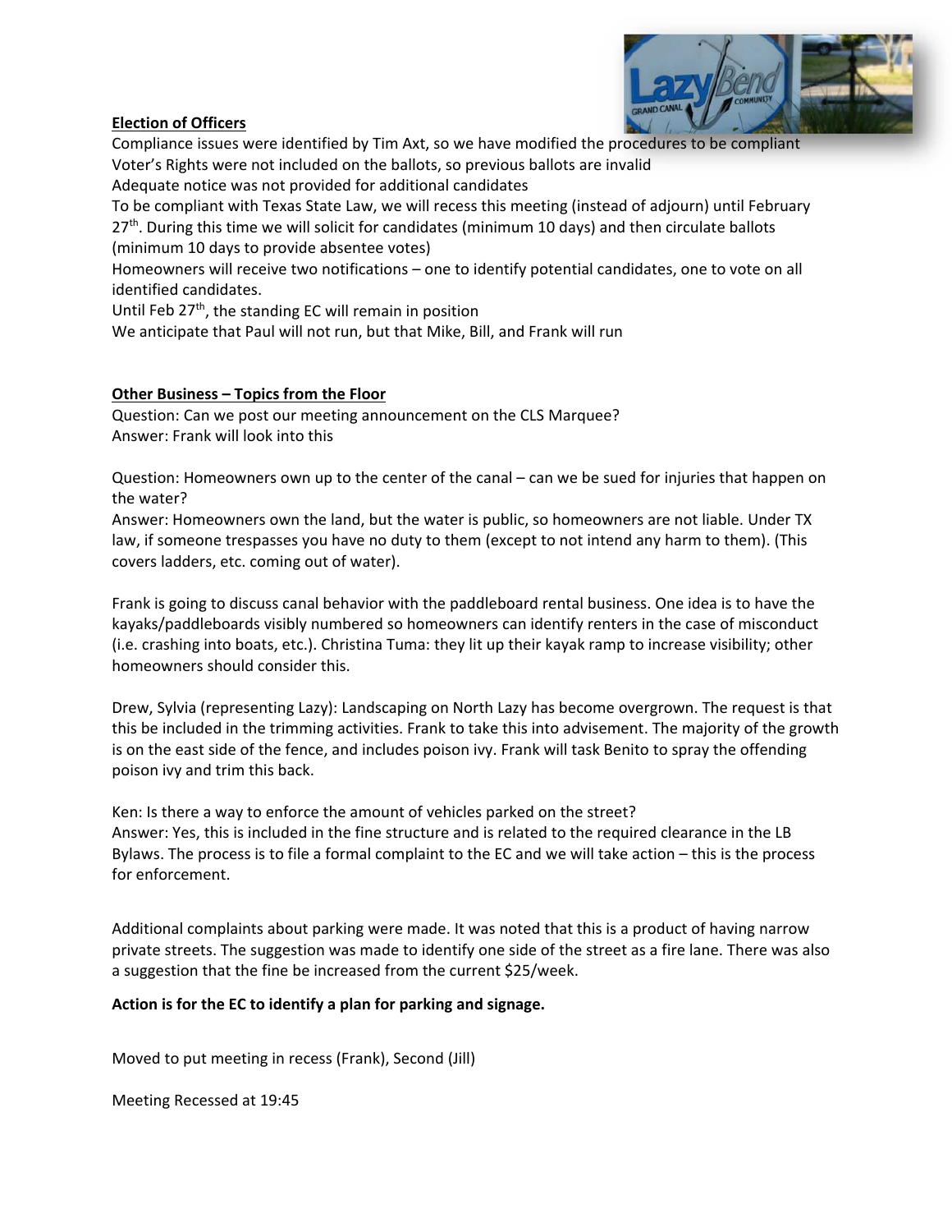**Election of Officers**

Compliance issues were identified by Tim Axt, so we have modified the procedures to be compliant

Voter's Rights were not included on the ballots, so previous ballots are invalid

Adequate notice was not provided for additional candidates

To be compliant with Texas State Law, we will recess this meeting (instead of adjourn) until February 27th. During this time we will solicit for candidates (minimum 10 days) and then circulate ballots (minimum 10 days to provide absentee votes)

Homeowners will receive two notifications – one to identify potential candidates, one to vote on all identified candidates.

Until Feb 27th, the standing EC will remain in position

We anticipate that Paul will not run, but that Mike, Bill, and Frank will run

**Other Business – Topics from the Floor**

Question: Can we post our meeting announcement on the CLS Marquee?
Answer: Frank will look into this

Question: Homeowners own up to the center of the canal – can we be sued for injuries that happen on the water?
Answer: Homeowners own the land, but the water is public, so homeowners are not liable. Under TX law, if someone trespasses you have no duty to them (except to not intend any harm to them). (This covers ladders, etc. coming out of water).

Frank is going to discuss canal behavior with the paddleboard rental business. One idea is to have the kayaks/paddleboards visibly numbered so homeowners can identify renters in the case of misconduct (i.e. crashing into boats, etc.). Christina Tuma: they lit up their kayak ramp to increase visibility; other homeowners should consider this.

Drew, Sylvia (representing Lazy): Landscaping on North Lazy has become overgrown. The request is that this be included in the trimming activities. Frank to take this into advisement. The majority of the growth is on the east side of the fence, and includes poison ivy. Frank will task Benito to spray the offending poison ivy and trim this back.

Ken: Is there a way to enforce the amount of vehicles parked on the street?
Answer: Yes, this is included in the fine structure and is related to the required clearance in the LB Bylaws. The process is to file a formal complaint to the EC and we will take action – this is the process for enforcement.

Additional complaints about parking were made. It was noted that this is a product of having narrow private streets. The suggestion was made to identify one side of the street as a fire lane. There was also a suggestion that the fine be increased from the current $25/week.

**Action is for the EC to identify a plan for parking and signage.**

Moved to put meeting in recess (Frank), Second (Jill)

Meeting Recessed at 19:45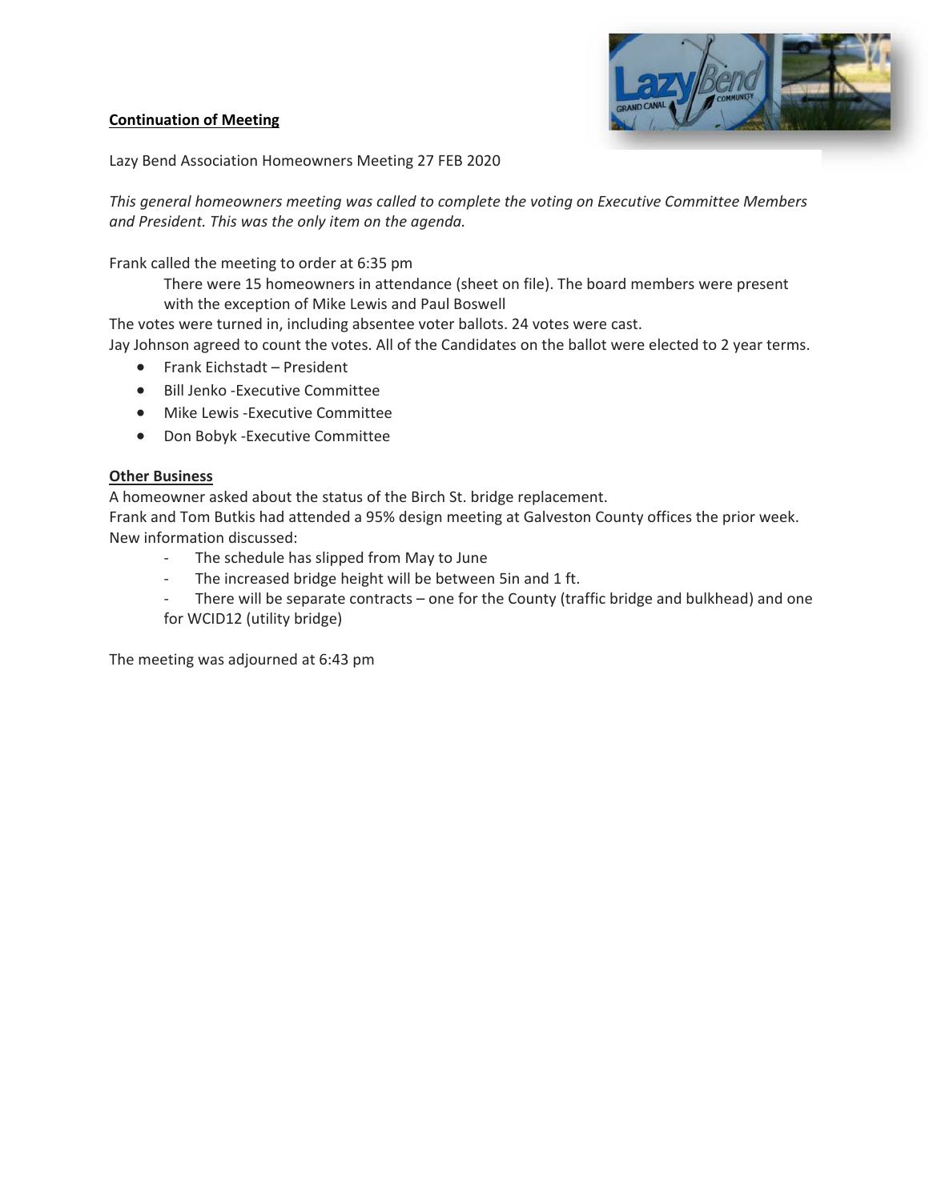**Continuation of Meeting**

Lazy Bend Association Homeowners Meeting 27 FEB 2020

*This general homeowners meeting was called to complete the voting on Executive Committee Members and President. This was the only item on the agenda.*

Frank called the meeting to order at 6:35 pm

There were 15 homeowners in attendance (sheet on file). The board members were present with the exception of Mike Lewis and Paul Boswell

The votes were turned in, including absentee voter ballots. 24 votes were cast.

Jay Johnson agreed to count the votes. All of the Candidates on the ballot were elected to 2 year terms.

- Frank Eichstadt – President
- Bill Jenko -Executive Committee
- Mike Lewis -Executive Committee
- Don Bobyk -Executive Committee

**Other Business**

A homeowner asked about the status of the Birch St. bridge replacement.

Frank and Tom Butkis had attended a 95% design meeting at Galveston County offices the prior week. New information discussed:

- The schedule has slipped from May to June
- The increased bridge height will be between 5in and 1 ft.
- There will be separate contracts – one for the County (traffic bridge and bulkhead) and one for WCID12 (utility bridge)

The meeting was adjourned at 6:43 pm